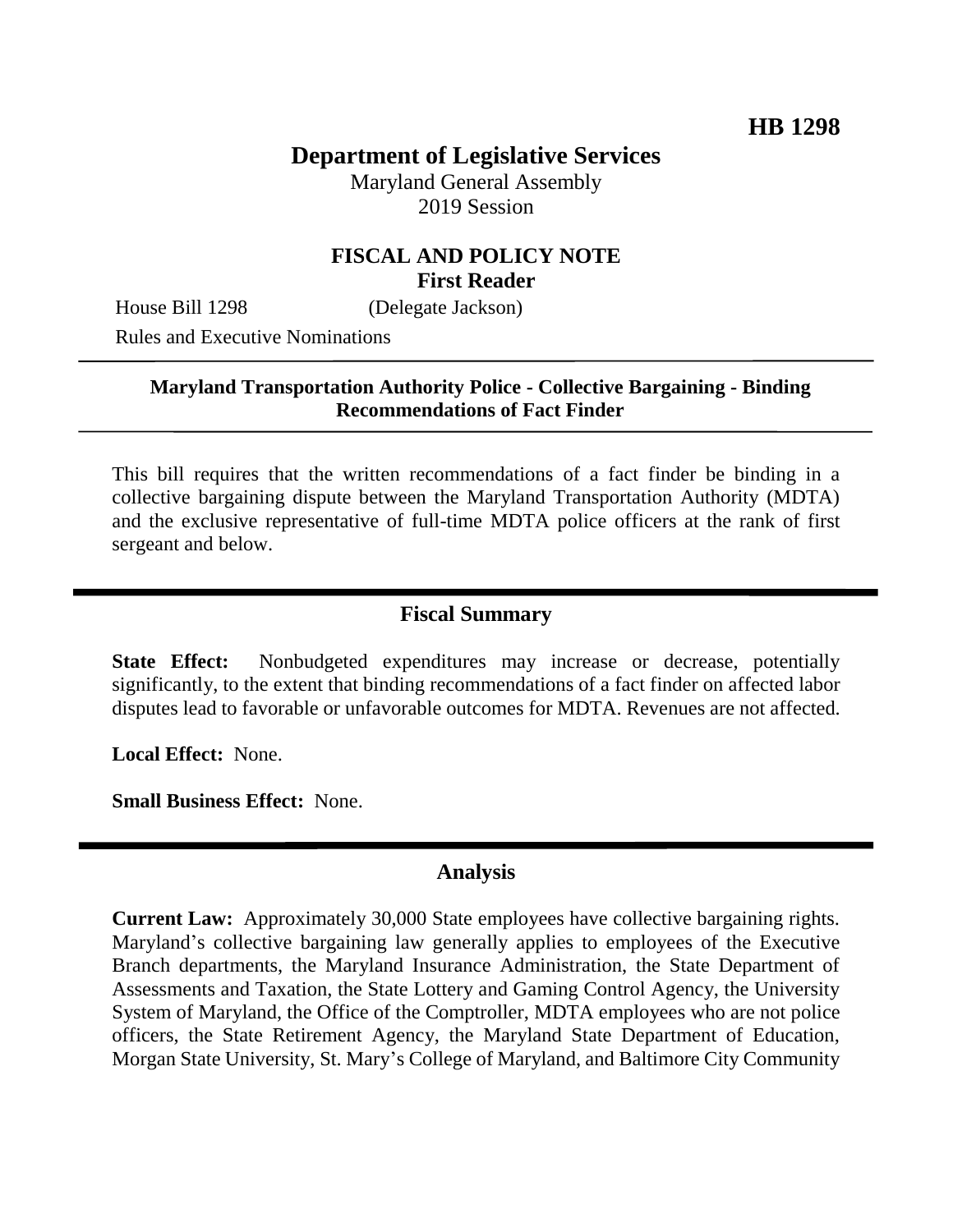**HB 1298**

# Department of Legislative Services

Maryland General Assembly
2019 Session

## FISCAL AND POLICY NOTE
**First Reader**

House Bill 1298 (Delegate Jackson)

Rules and Executive Nominations

---

**Maryland Transportation Authority Police - Collective Bargaining - Binding Recommendations of Fact Finder**

---

This bill requires that the written recommendations of a fact finder be binding in a collective bargaining dispute between the Maryland Transportation Authority (MDTA) and the exclusive representative of full-time MDTA police officers at the rank of first sergeant and below.

---

## Fiscal Summary

**State Effect:** Nonbudgeted expenditures may increase or decrease, potentially significantly, to the extent that binding recommendations of a fact finder on affected labor disputes lead to favorable or unfavorable outcomes for MDTA. Revenues are not affected.

**Local Effect:** None.

**Small Business Effect:** None.

---

## Analysis

**Current Law:** Approximately 30,000 State employees have collective bargaining rights. Maryland's collective bargaining law generally applies to employees of the Executive Branch departments, the Maryland Insurance Administration, the State Department of Assessments and Taxation, the State Lottery and Gaming Control Agency, the University System of Maryland, the Office of the Comptroller, MDTA employees who are not police officers, the State Retirement Agency, the Maryland State Department of Education, Morgan State University, St. Mary's College of Maryland, and Baltimore City Community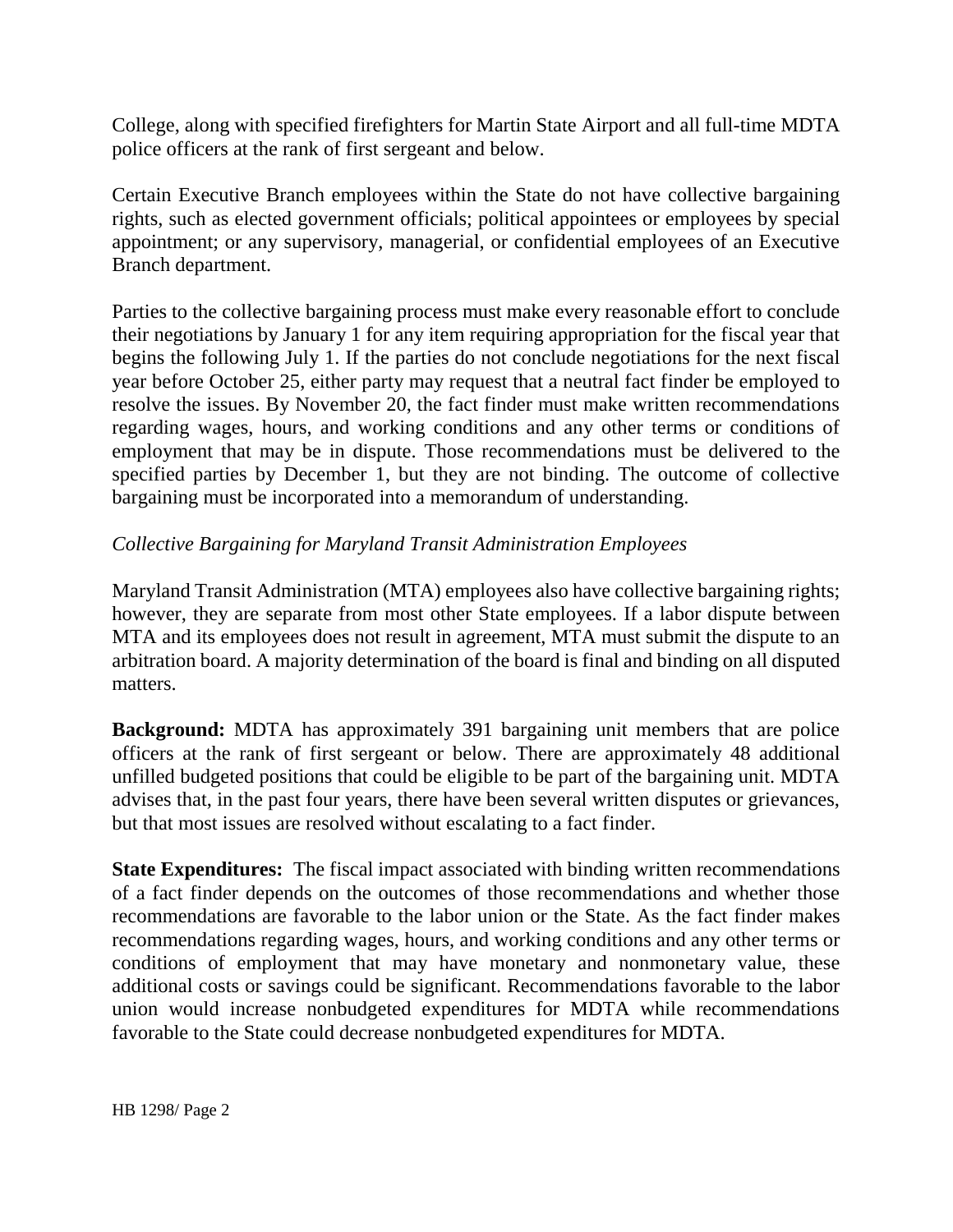College, along with specified firefighters for Martin State Airport and all full-time MDTA police officers at the rank of first sergeant and below.

Certain Executive Branch employees within the State do not have collective bargaining rights, such as elected government officials; political appointees or employees by special appointment; or any supervisory, managerial, or confidential employees of an Executive Branch department.

Parties to the collective bargaining process must make every reasonable effort to conclude their negotiations by January 1 for any item requiring appropriation for the fiscal year that begins the following July 1. If the parties do not conclude negotiations for the next fiscal year before October 25, either party may request that a neutral fact finder be employed to resolve the issues. By November 20, the fact finder must make written recommendations regarding wages, hours, and working conditions and any other terms or conditions of employment that may be in dispute. Those recommendations must be delivered to the specified parties by December 1, but they are not binding. The outcome of collective bargaining must be incorporated into a memorandum of understanding.

*Collective Bargaining for Maryland Transit Administration Employees*

Maryland Transit Administration (MTA) employees also have collective bargaining rights; however, they are separate from most other State employees. If a labor dispute between MTA and its employees does not result in agreement, MTA must submit the dispute to an arbitration board. A majority determination of the board is final and binding on all disputed matters.

**Background:** MDTA has approximately 391 bargaining unit members that are police officers at the rank of first sergeant or below. There are approximately 48 additional unfilled budgeted positions that could be eligible to be part of the bargaining unit. MDTA advises that, in the past four years, there have been several written disputes or grievances, but that most issues are resolved without escalating to a fact finder.

**State Expenditures:** The fiscal impact associated with binding written recommendations of a fact finder depends on the outcomes of those recommendations and whether those recommendations are favorable to the labor union or the State. As the fact finder makes recommendations regarding wages, hours, and working conditions and any other terms or conditions of employment that may have monetary and nonmonetary value, these additional costs or savings could be significant. Recommendations favorable to the labor union would increase nonbudgeted expenditures for MDTA while recommendations favorable to the State could decrease nonbudgeted expenditures for MDTA.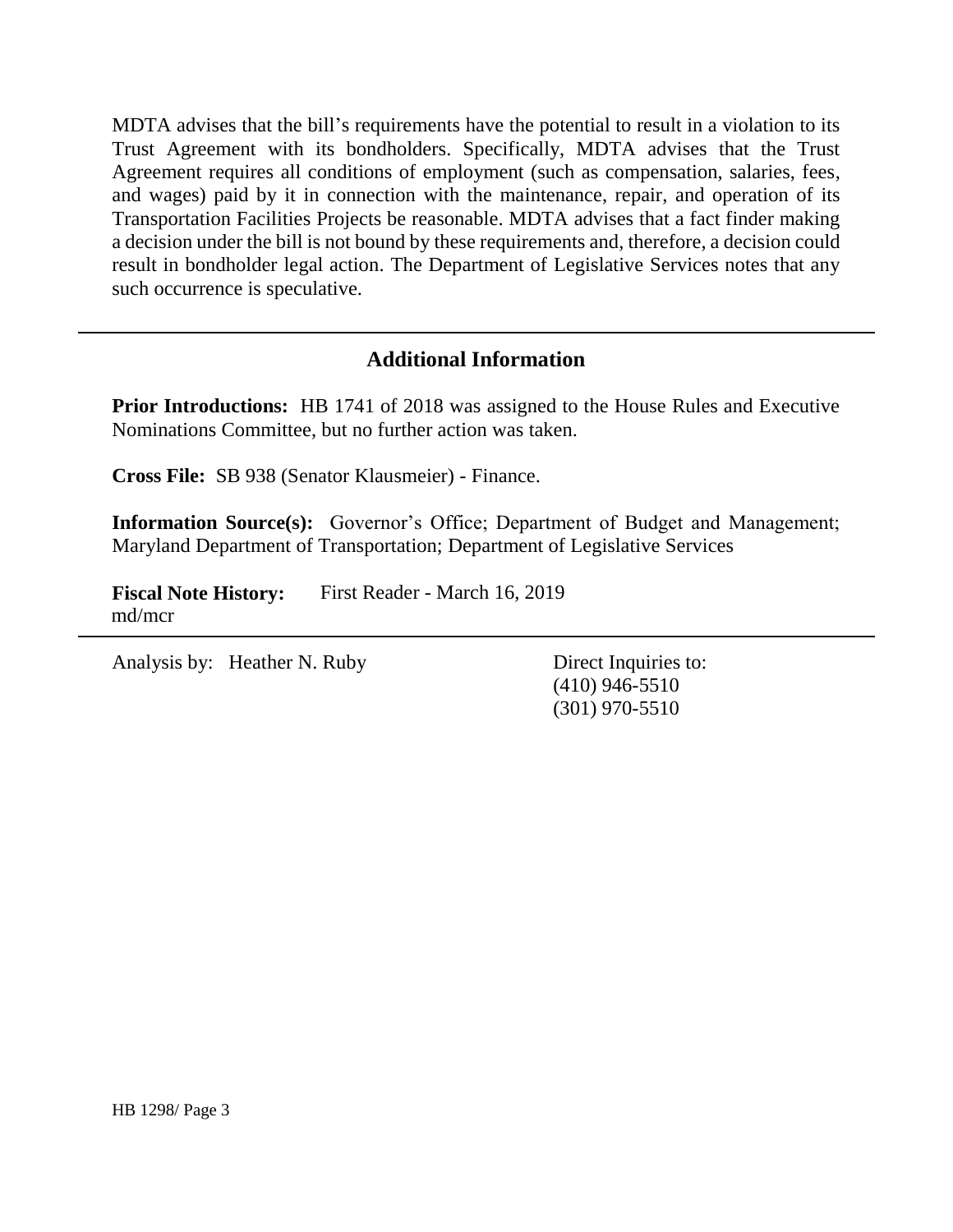MDTA advises that the bill's requirements have the potential to result in a violation to its Trust Agreement with its bondholders. Specifically, MDTA advises that the Trust Agreement requires all conditions of employment (such as compensation, salaries, fees, and wages) paid by it in connection with the maintenance, repair, and operation of its Transportation Facilities Projects be reasonable. MDTA advises that a fact finder making a decision under the bill is not bound by these requirements and, therefore, a decision could result in bondholder legal action. The Department of Legislative Services notes that any such occurrence is speculative.

---

## Additional Information

**Prior Introductions:** HB 1741 of 2018 was assigned to the House Rules and Executive Nominations Committee, but no further action was taken.

**Cross File:** SB 938 (Senator Klausmeier) - Finance.

**Information Source(s):** Governor's Office; Department of Budget and Management; Maryland Department of Transportation; Department of Legislative Services

**Fiscal Note History:** First Reader - March 16, 2019
md/mcr

---

Analysis by: Heather N. Ruby

Direct Inquiries to:
(410) 946-5510
(301) 970-5510